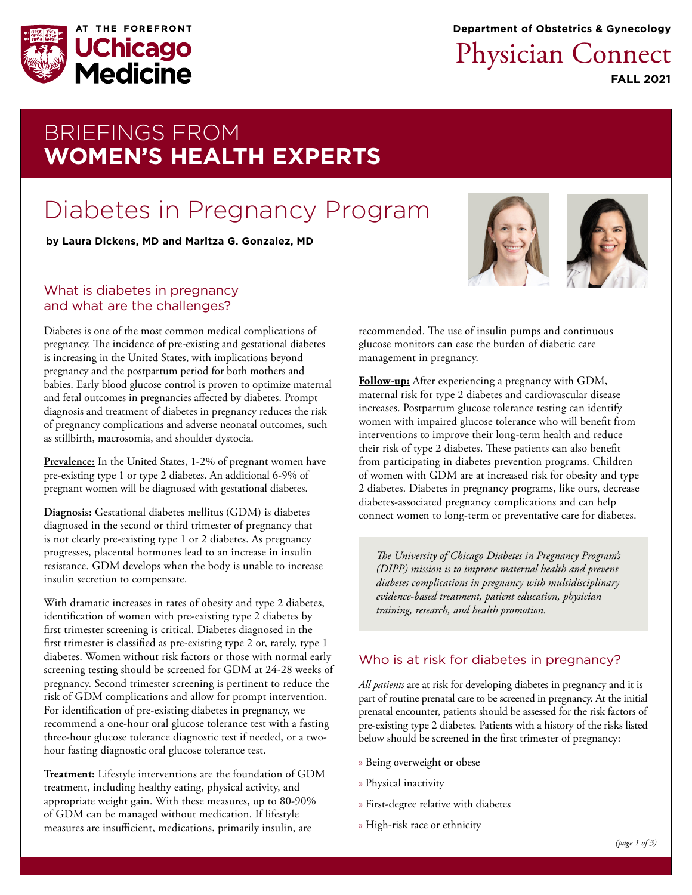Department of Obstetrics & Gynecology

# Physician Connect

FALL 2021

## BRIEFINGS FROM **WOMEN'S HEALTH EXPERTS**

# Diabetes in Pregnancy Program

**by Laura Dickens, MD and Maritza G. Gonzalez, MD**

## What is diabetes in pregnancy and what are the challenges?

Diabetes is one of the most common medical complications of pregnancy. The incidence of pre-existing and gestational diabetes is increasing in the United States, with implications beyond pregnancy and the postpartum period for both mothers and babies. Early blood glucose control is proven to optimize maternal and fetal outcomes in pregnancies affected by diabetes. Prompt diagnosis and treatment of diabetes in pregnancy reduces the risk of pregnancy complications and adverse neonatal outcomes, such as stillbirth, macrosomia, and shoulder dystocia.

**Prevalence:** In the United States, 1-2% of pregnant women have pre-existing type 1 or type 2 diabetes. An additional 6-9% of pregnant women will be diagnosed with gestational diabetes.

**Diagnosis:** Gestational diabetes mellitus (GDM) is diabetes diagnosed in the second or third trimester of pregnancy that is not clearly pre-existing type 1 or 2 diabetes. As pregnancy progresses, placental hormones lead to an increase in insulin resistance. GDM develops when the body is unable to increase insulin secretion to compensate.

With dramatic increases in rates of obesity and type 2 diabetes, identification of women with pre-existing type 2 diabetes by first trimester screening is critical. Diabetes diagnosed in the first trimester is classified as pre-existing type 2 or, rarely, type 1 diabetes. Women without risk factors or those with normal early screening testing should be screened for GDM at 24-28 weeks of pregnancy. Second trimester screening is pertinent to reduce the risk of GDM complications and allow for prompt intervention. For identification of pre-existing diabetes in pregnancy, we recommend a one-hour oral glucose tolerance test with a fasting three-hour glucose tolerance diagnostic test if needed, or a two-hour fasting diagnostic oral glucose tolerance test.

**Treatment:** Lifestyle interventions are the foundation of GDM treatment, including healthy eating, physical activity, and appropriate weight gain. With these measures, up to 80-90% of GDM can be managed without medication. If lifestyle measures are insufficient, medications, primarily insulin, are recommended. The use of insulin pumps and continuous glucose monitors can ease the burden of diabetic care management in pregnancy.

**Follow-up:** After experiencing a pregnancy with GDM, maternal risk for type 2 diabetes and cardiovascular disease increases. Postpartum glucose tolerance testing can identify women with impaired glucose tolerance who will benefit from interventions to improve their long-term health and reduce their risk of type 2 diabetes. These patients can also benefit from participating in diabetes prevention programs. Children of women with GDM are at increased risk for obesity and type 2 diabetes. Diabetes in pregnancy programs, like ours, decrease diabetes-associated pregnancy complications and can help connect women to long-term or preventative care for diabetes.

*The University of Chicago Diabetes in Pregnancy Program's (DIPP) mission is to improve maternal health and prevent diabetes complications in pregnancy with multidisciplinary evidence-based treatment, patient education, physician training, research, and health promotion.*

## Who is at risk for diabetes in pregnancy?

*All patients* are at risk for developing diabetes in pregnancy and it is part of routine prenatal care to be screened in pregnancy. At the initial prenatal encounter, patients should be assessed for the risk factors of pre-existing type 2 diabetes. Patients with a history of the risks listed below should be screened in the first trimester of pregnancy:

- Being overweight or obese
- Physical inactivity
- First-degree relative with diabetes
- High-risk race or ethnicity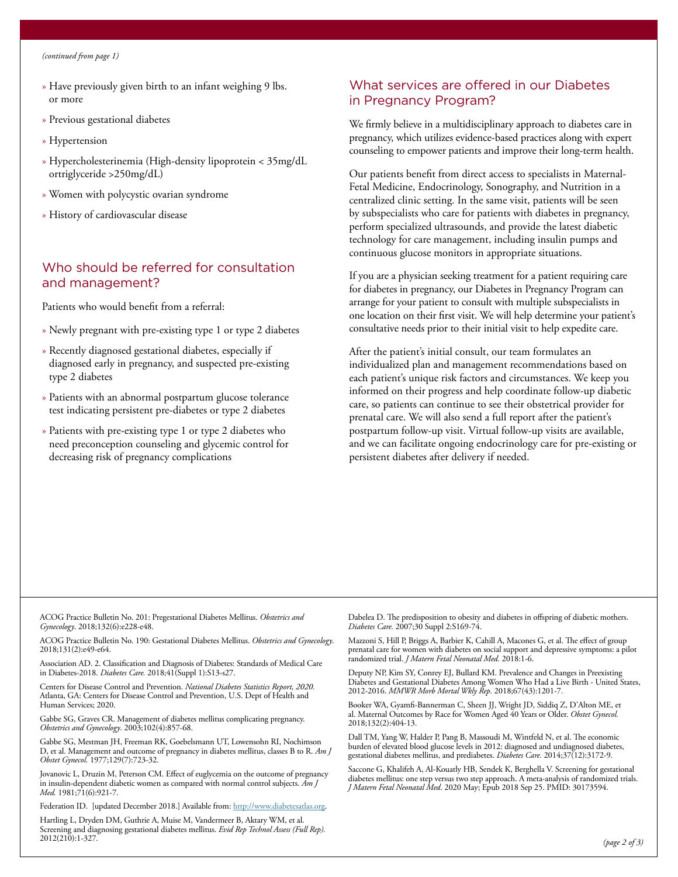*(continued from page 1)*

- » Have previously given birth to an infant weighing 9 lbs. or more
- » Previous gestational diabetes
- » Hypertension
- » Hypercholesterinemia (High-density lipoprotein < 35mg/dL ortriglyceride >250mg/dL)
- » Women with polycystic ovarian syndrome
- » History of cardiovascular disease

## Who should be referred for consultation and management?

Patients who would benefit from a referral:

- » Newly pregnant with pre-existing type 1 or type 2 diabetes
- » Recently diagnosed gestational diabetes, especially if diagnosed early in pregnancy, and suspected pre-existing type 2 diabetes
- » Patients with an abnormal postpartum glucose tolerance test indicating persistent pre-diabetes or type 2 diabetes
- » Patients with pre-existing type 1 or type 2 diabetes who need preconception counseling and glycemic control for decreasing risk of pregnancy complications

## What services are offered in our Diabetes in Pregnancy Program?

We firmly believe in a multidisciplinary approach to diabetes care in pregnancy, which utilizes evidence-based practices along with expert counseling to empower patients and improve their long-term health.

Our patients benefit from direct access to specialists in Maternal-Fetal Medicine, Endocrinology, Sonography, and Nutrition in a centralized clinic setting. In the same visit, patients will be seen by subspecialists who care for patients with diabetes in pregnancy, perform specialized ultrasounds, and provide the latest diabetic technology for care management, including insulin pumps and continuous glucose monitors in appropriate situations.

If you are a physician seeking treatment for a patient requiring care for diabetes in pregnancy, our Diabetes in Pregnancy Program can arrange for your patient to consult with multiple subspecialists in one location on their first visit. We will help determine your patient's consultative needs prior to their initial visit to help expedite care.

After the patient's initial consult, our team formulates an individualized plan and management recommendations based on each patient's unique risk factors and circumstances. We keep you informed on their progress and help coordinate follow-up diabetic care, so patients can continue to see their obstetrical provider for prenatal care. We will also send a full report after the patient's postpartum follow-up visit. Virtual follow-up visits are available, and we can facilitate ongoing endocrinology care for pre-existing or persistent diabetes after delivery if needed.

---

ACOG Practice Bulletin No. 201: Pregestational Diabetes Mellitus. *Obstetrics and Gynecology*. 2018;132(6):e228-e48.

ACOG Practice Bulletin No. 190: Gestational Diabetes Mellitus. *Obstetrics and Gynecology*. 2018;131(2):e49-e64.

Association AD. 2. Classification and Diagnosis of Diabetes: Standards of Medical Care in Diabetes-2018. *Diabetes Care.* 2018;41(Suppl 1):S13-s27.

Centers for Disease Control and Prevention. *National Diabetes Statistics Report, 2020.* Atlanta, GA: Centers for Disease Control and Prevention, U.S. Dept of Health and Human Services; 2020.

Gabbe SG, Graves CR. Management of diabetes mellitus complicating pregnancy. *Obstetrics and Gynecology*. 2003;102(4):857-68.

Gabbe SG, Mestman JH, Freeman RK, Goebelsmann UT, Lowensohn RI, Nochimson D, et al. Management and outcome of pregnancy in diabetes mellitus, classes B to R. *Am J Obstet Gynecol.* 1977;129(7):723-32.

Jovanovic L, Druzin M, Peterson CM. Effect of euglycemia on the outcome of pregnancy in insulin-dependent diabetic women as compared with normal control subjects. *Am J Med.* 1981;71(6):921-7.

Federation ID. [updated December 2018.] Available from: http://www.diabetesatlas.org.

Hartling L, Dryden DM, Guthrie A, Muise M, Vandermeer B, Aktary WM, et al. Screening and diagnosing gestational diabetes mellitus. *Evid Rep Technol Assess (Full Rep).* 2012(210):1-327.

Dabelea D. The predisposition to obesity and diabetes in offspring of diabetic mothers. *Diabetes Care.* 2007;30 Suppl 2:S169-74.

Mazzoni S, Hill P, Briggs A, Barbier K, Cahill A, Macones G, et al. The effect of group prenatal care for women with diabetes on social support and depressive symptoms: a pilot randomized trial. *J Matern Fetal Neonatal Med.* 2018:1-6.

Deputy NP, Kim SY, Conrey EJ, Bullard KM. Prevalence and Changes in Preexisting Diabetes and Gestational Diabetes Among Women Who Had a Live Birth - United States, 2012-2016. *MMWR Morb Mortal Wkly Rep.* 2018;67(43):1201-7.

Booker WA, Gyamfi-Bannerman C, Sheen JJ, Wright JD, Siddiq Z, D'Alton ME, et al. Maternal Outcomes by Race for Women Aged 40 Years or Older. *Obstet Gynecol.* 2018;132(2):404-13.

Dall TM, Yang W, Halder P, Pang B, Massoudi M, Wintfeld N, et al. The economic burden of elevated blood glucose levels in 2012: diagnosed and undiagnosed diabetes, gestational diabetes mellitus, and prediabetes. *Diabetes Care.* 2014;37(12):3172-9.

Saccone G, Khalifeh A, Al-Kouatly HB, Sendek K, Berghella V. Screening for gestational diabetes mellitus: one step versus two step approach. A meta-analysis of randomized trials. *J Matern Fetal Neonatal Med*. 2020 May; Epub 2018 Sep 25. PMID: 30173594.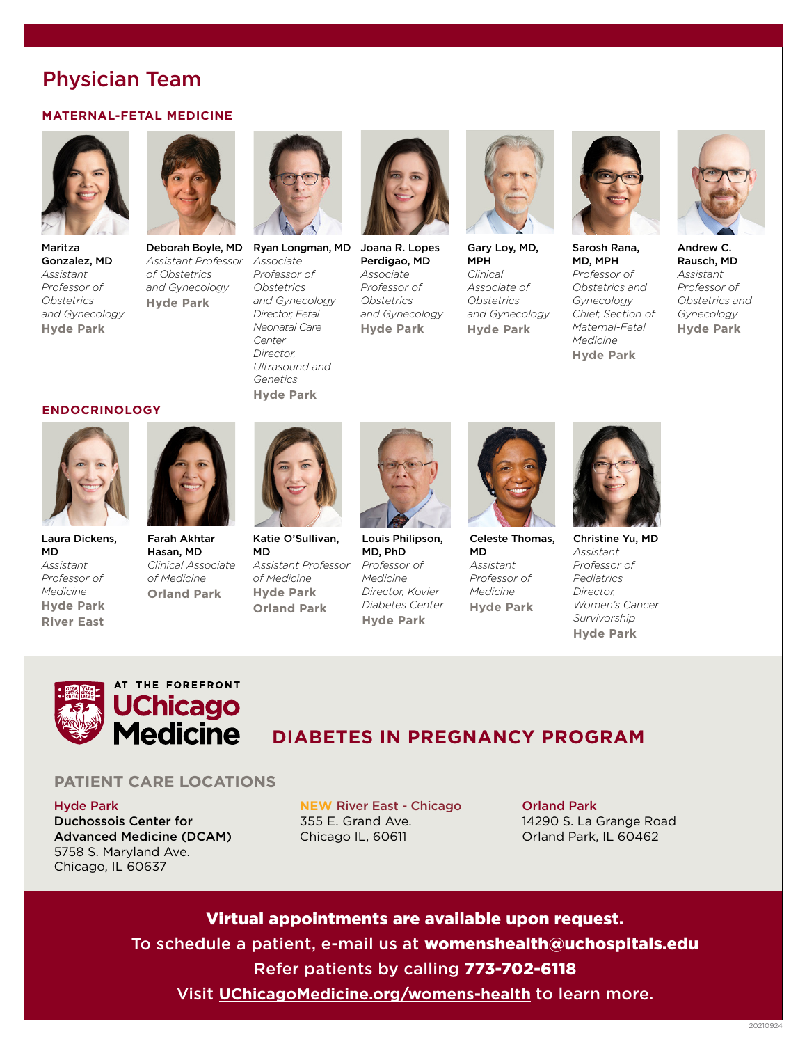# Physician Team

## MATERNAL-FETAL MEDICINE

**Maritza Gonzalez, MD**
*Assistant Professor of Obstetrics and Gynecology*
**Hyde Park**

**Deborah Boyle, MD**
*Assistant Professor of Obstetrics and Gynecology*
**Hyde Park**

**Ryan Longman, MD**
*Associate Professor of Obstetrics and Gynecology*
*Director, Fetal Neonatal Care Center*
*Director, Ultrasound and Genetics*
**Hyde Park**

**Joana R. Lopes Perdigao, MD**
*Associate Professor of Obstetrics and Gynecology*
**Hyde Park**

**Gary Loy, MD, MPH**
*Clinical Associate of Obstetrics and Gynecology*
**Hyde Park**

**Sarosh Rana, MD, MPH**
*Professor of Obstetrics and Gynecology*
*Chief, Section of Maternal-Fetal Medicine*
**Hyde Park**

**Andrew C. Rausch, MD**
*Assistant Professor of Obstetrics and Gynecology*
**Hyde Park**

## ENDOCRINOLOGY

**Laura Dickens, MD**
*Assistant Professor of Medicine*
**Hyde Park**
**River East**

**Farah Akhtar Hasan, MD**
*Clinical Associate of Medicine*
**Orland Park**

**Katie O'Sullivan, MD**
*Assistant Professor of Medicine*
**Hyde Park**
**Orland Park**

**Louis Philipson, MD, PhD**
*Professor of Medicine*
*Director, Kovler Diabetes Center*
**Hyde Park**

**Celeste Thomas, MD**
*Assistant Professor of Medicine*
**Hyde Park**

**Christine Yu, MD**
*Assistant Professor of Pediatrics*
*Director, Women's Cancer Survivorship*
**Hyde Park**

AT THE FOREFRONT
UChicago Medicine

## DIABETES IN PREGNANCY PROGRAM

### PATIENT CARE LOCATIONS

**Hyde Park**
**Duchossois Center for Advanced Medicine (DCAM)**
5758 S. Maryland Ave.
Chicago, IL 60637

**NEW River East - Chicago**
355 E. Grand Ave.
Chicago IL, 60611

**Orland Park**
14290 S. La Grange Road
Orland Park, IL 60462

**Virtual appointments are available upon request.**
To schedule a patient, e-mail us at **womenshealth@uchospitals.edu**
Refer patients by calling **773-702-6118**
Visit UChicagoMedicine.org/womens-health to learn more.

20210924